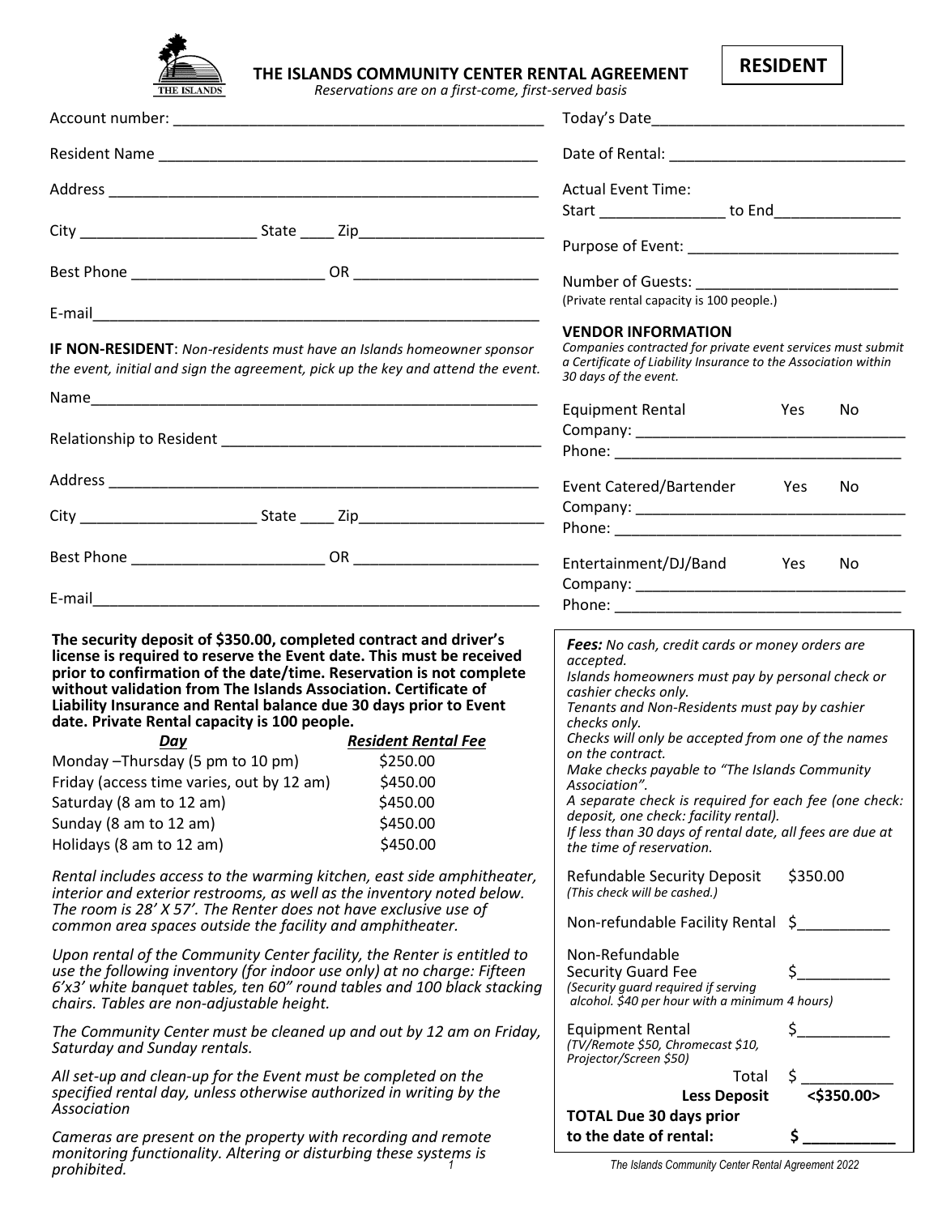# THE ISLANDS COMMUNITY CENTER RENTAL AGREEMENT

**RESIDENT**

*Reservations are on a first-come, first-served basis*

Account number: ____________________________________________

Resident Name ______________________________________________

Address ___________________________________________________

City ____________________ State ____ Zip_____________________

Best Phone _____________________ OR _____________________

E-mail_____________________________________________________

**IF NON-RESIDENT**: *Non-residents must have an Islands homeowner sponsor the event, initial and sign the agreement, pick up the key and attend the event.*

Name______________________________________________________

Relationship to Resident ____________________________________

Address ___________________________________________________

City ____________________ State ____ Zip_____________________

Best Phone _____________________ OR _____________________

E-mail_____________________________________________________

Today's Date______________________________

Date of Rental: ____________________________

Actual Event Time:
Start _______________ to End______________

Purpose of Event: __________________________

Number of Guests: _________________________
(Private rental capacity is 100 people.)

**VENDOR INFORMATION**
*Companies contracted for private event services must submit a Certificate of Liability Insurance to the Association within 30 days of the event.*

Equipment Rental Yes No
Company: _________________________________
Phone: ___________________________________

Event Catered/Bartender Yes No
Company: _________________________________
Phone: ___________________________________

Entertainment/DJ/Band Yes No
Company: _________________________________
Phone: ___________________________________

**The security deposit of $350.00, completed contract and driver's license is required to reserve the Event date. This must be received prior to confirmation of the date/time. Reservation is not complete without validation from The Islands Association. Certificate of Liability Insurance and Rental balance due 30 days prior to Event date. Private Rental capacity is 100 people.**

| ***Day*** | ***Resident Rental Fee*** |
|---|---|
| Monday –Thursday (5 pm to 10 pm) | $250.00 |
| Friday (access time varies, out by 12 am) | $450.00 |
| Saturday (8 am to 12 am) | $450.00 |
| Sunday (8 am to 12 am) | $450.00 |
| Holidays (8 am to 12 am) | $450.00 |

*Rental includes access to the warming kitchen, east side amphitheater, interior and exterior restrooms, as well as the inventory noted below. The room is 28' X 57'. The Renter does not have exclusive use of common area spaces outside the facility and amphitheater.*

*Upon rental of the Community Center facility, the Renter is entitled to use the following inventory (for indoor use only) at no charge: Fifteen 6'x3' white banquet tables, ten 60" round tables and 100 black stacking chairs. Tables are non-adjustable height.*

*The Community Center must be cleaned up and out by 12 am on Friday, Saturday and Sunday rentals.*

*All set-up and clean-up for the Event must be completed on the specified rental day, unless otherwise authorized in writing by the Association*

*Cameras are present on the property with recording and remote monitoring functionality. Altering or disturbing these systems is prohibited.*

***Fees:*** *No cash, credit cards or money orders are accepted.*
*Islands homeowners must pay by personal check or cashier checks only.*
*Tenants and Non-Residents must pay by cashier checks only.*
*Checks will only be accepted from one of the names on the contract.*
*Make checks payable to "The Islands Community Association".*
*A separate check is required for each fee (one check: deposit, one check: facility rental).*
*If less than 30 days of rental date, all fees are due at the time of reservation.*

| | |
|---|---|
| Refundable Security Deposit *(This check will be cashed.)* | $350.00 |
| Non-refundable Facility Rental | $___________ |
| Non-Refundable Security Guard Fee *(Security guard required if serving alcohol. $40 per hour with a minimum 4 hours)* | $___________ |
| Equipment Rental *(TV/Remote $50, Chromecast $10, Projector/Screen $50)* | $___________ |
| Total | $ ___________ |
| **Less Deposit** | **<$350.00>** |
| **TOTAL Due 30 days prior to the date of rental:** | **$ ___________** |

*The Islands Community Center Rental Agreement 2022*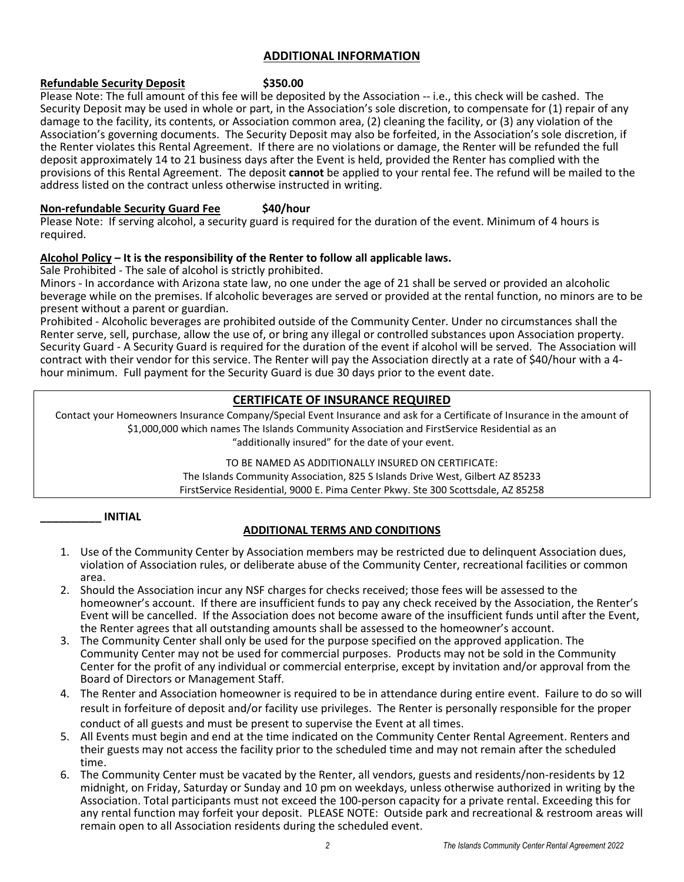## ADDITIONAL INFORMATION

**Refundable Security Deposit** **$350.00**

Please Note: The full amount of this fee will be deposited by the Association -- i.e., this check will be cashed. The Security Deposit may be used in whole or part, in the Association's sole discretion, to compensate for (1) repair of any damage to the facility, its contents, or Association common area, (2) cleaning the facility, or (3) any violation of the Association's governing documents. The Security Deposit may also be forfeited, in the Association's sole discretion, if the Renter violates this Rental Agreement. If there are no violations or damage, the Renter will be refunded the full deposit approximately 14 to 21 business days after the Event is held, provided the Renter has complied with the provisions of this Rental Agreement. The deposit **cannot** be applied to your rental fee. The refund will be mailed to the address listed on the contract unless otherwise instructed in writing.

**Non-refundable Security Guard Fee** **$40/hour**

Please Note: If serving alcohol, a security guard is required for the duration of the event. Minimum of 4 hours is required.

**Alcohol Policy – It is the responsibility of the Renter to follow all applicable laws.**

Sale Prohibited - The sale of alcohol is strictly prohibited.

Minors - In accordance with Arizona state law, no one under the age of 21 shall be served or provided an alcoholic beverage while on the premises. If alcoholic beverages are served or provided at the rental function, no minors are to be present without a parent or guardian.

Prohibited - Alcoholic beverages are prohibited outside of the Community Center. Under no circumstances shall the Renter serve, sell, purchase, allow the use of, or bring any illegal or controlled substances upon Association property.

Security Guard - A Security Guard is required for the duration of the event if alcohol will be served. The Association will contract with their vendor for this service. The Renter will pay the Association directly at a rate of $40/hour with a 4-hour minimum. Full payment for the Security Guard is due 30 days prior to the event date.

## CERTIFICATE OF INSURANCE REQUIRED

Contact your Homeowners Insurance Company/Special Event Insurance and ask for a Certificate of Insurance in the amount of $1,000,000 which names The Islands Community Association and FirstService Residential as an "additionally insured" for the date of your event.

TO BE NAMED AS ADDITIONALLY INSURED ON CERTIFICATE:

The Islands Community Association, 825 S Islands Drive West, Gilbert AZ 85233

FirstService Residential, 9000 E. Pima Center Pkwy. Ste 300 Scottsdale, AZ 85258

**__________ INITIAL**

## ADDITIONAL TERMS AND CONDITIONS

1. Use of the Community Center by Association members may be restricted due to delinquent Association dues, violation of Association rules, or deliberate abuse of the Community Center, recreational facilities or common area.
2. Should the Association incur any NSF charges for checks received; those fees will be assessed to the homeowner's account. If there are insufficient funds to pay any check received by the Association, the Renter's Event will be cancelled. If the Association does not become aware of the insufficient funds until after the Event, the Renter agrees that all outstanding amounts shall be assessed to the homeowner's account.
3. The Community Center shall only be used for the purpose specified on the approved application. The Community Center may not be used for commercial purposes. Products may not be sold in the Community Center for the profit of any individual or commercial enterprise, except by invitation and/or approval from the Board of Directors or Management Staff.
4. The Renter and Association homeowner is required to be in attendance during entire event. Failure to do so will result in forfeiture of deposit and/or facility use privileges. The Renter is personally responsible for the proper conduct of all guests and must be present to supervise the Event at all times.
5. All Events must begin and end at the time indicated on the Community Center Rental Agreement. Renters and their guests may not access the facility prior to the scheduled time and may not remain after the scheduled time.
6. The Community Center must be vacated by the Renter, all vendors, guests and residents/non-residents by 12 midnight, on Friday, Saturday or Sunday and 10 pm on weekdays, unless otherwise authorized in writing by the Association. Total participants must not exceed the 100-person capacity for a private rental. Exceeding this for any rental function may forfeit your deposit. PLEASE NOTE: Outside park and recreational & restroom areas will remain open to all Association residents during the scheduled event.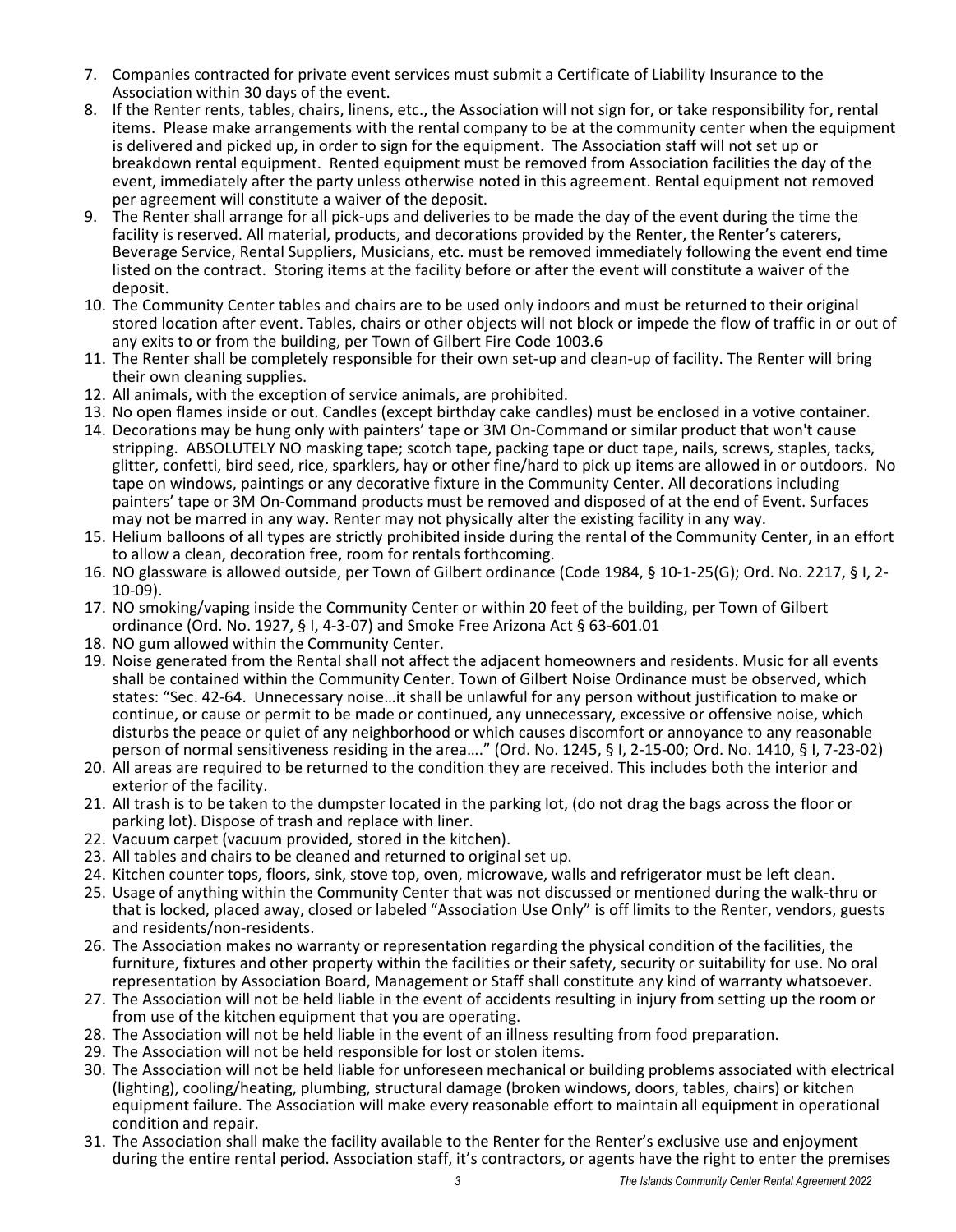7. Companies contracted for private event services must submit a Certificate of Liability Insurance to the Association within 30 days of the event.
8. If the Renter rents, tables, chairs, linens, etc., the Association will not sign for, or take responsibility for, rental items. Please make arrangements with the rental company to be at the community center when the equipment is delivered and picked up, in order to sign for the equipment. The Association staff will not set up or breakdown rental equipment. Rented equipment must be removed from Association facilities the day of the event, immediately after the party unless otherwise noted in this agreement. Rental equipment not removed per agreement will constitute a waiver of the deposit.
9. The Renter shall arrange for all pick-ups and deliveries to be made the day of the event during the time the facility is reserved. All material, products, and decorations provided by the Renter, the Renter's caterers, Beverage Service, Rental Suppliers, Musicians, etc. must be removed immediately following the event end time listed on the contract. Storing items at the facility before or after the event will constitute a waiver of the deposit.
10. The Community Center tables and chairs are to be used only indoors and must be returned to their original stored location after event. Tables, chairs or other objects will not block or impede the flow of traffic in or out of any exits to or from the building, per Town of Gilbert Fire Code 1003.6
11. The Renter shall be completely responsible for their own set-up and clean-up of facility. The Renter will bring their own cleaning supplies.
12. All animals, with the exception of service animals, are prohibited.
13. No open flames inside or out. Candles (except birthday cake candles) must be enclosed in a votive container.
14. Decorations may be hung only with painters' tape or 3M On-Command or similar product that won't cause stripping. ABSOLUTELY NO masking tape; scotch tape, packing tape or duct tape, nails, screws, staples, tacks, glitter, confetti, bird seed, rice, sparklers, hay or other fine/hard to pick up items are allowed in or outdoors. No tape on windows, paintings or any decorative fixture in the Community Center. All decorations including painters' tape or 3M On-Command products must be removed and disposed of at the end of Event. Surfaces may not be marred in any way. Renter may not physically alter the existing facility in any way.
15. Helium balloons of all types are strictly prohibited inside during the rental of the Community Center, in an effort to allow a clean, decoration free, room for rentals forthcoming.
16. NO glassware is allowed outside, per Town of Gilbert ordinance (Code 1984, § 10-1-25(G); Ord. No. 2217, § I, 2-10-09).
17. NO smoking/vaping inside the Community Center or within 20 feet of the building, per Town of Gilbert ordinance (Ord. No. 1927, § I, 4-3-07) and Smoke Free Arizona Act § 63-601.01
18. NO gum allowed within the Community Center.
19. Noise generated from the Rental shall not affect the adjacent homeowners and residents. Music for all events shall be contained within the Community Center. Town of Gilbert Noise Ordinance must be observed, which states: "Sec. 42-64. Unnecessary noise…it shall be unlawful for any person without justification to make or continue, or cause or permit to be made or continued, any unnecessary, excessive or offensive noise, which disturbs the peace or quiet of any neighborhood or which causes discomfort or annoyance to any reasonable person of normal sensitiveness residing in the area…." (Ord. No. 1245, § I, 2-15-00; Ord. No. 1410, § I, 7-23-02)
20. All areas are required to be returned to the condition they are received. This includes both the interior and exterior of the facility.
21. All trash is to be taken to the dumpster located in the parking lot, (do not drag the bags across the floor or parking lot). Dispose of trash and replace with liner.
22. Vacuum carpet (vacuum provided, stored in the kitchen).
23. All tables and chairs to be cleaned and returned to original set up.
24. Kitchen counter tops, floors, sink, stove top, oven, microwave, walls and refrigerator must be left clean.
25. Usage of anything within the Community Center that was not discussed or mentioned during the walk-thru or that is locked, placed away, closed or labeled "Association Use Only" is off limits to the Renter, vendors, guests and residents/non-residents.
26. The Association makes no warranty or representation regarding the physical condition of the facilities, the furniture, fixtures and other property within the facilities or their safety, security or suitability for use. No oral representation by Association Board, Management or Staff shall constitute any kind of warranty whatsoever.
27. The Association will not be held liable in the event of accidents resulting in injury from setting up the room or from use of the kitchen equipment that you are operating.
28. The Association will not be held liable in the event of an illness resulting from food preparation.
29. The Association will not be held responsible for lost or stolen items.
30. The Association will not be held liable for unforeseen mechanical or building problems associated with electrical (lighting), cooling/heating, plumbing, structural damage (broken windows, doors, tables, chairs) or kitchen equipment failure. The Association will make every reasonable effort to maintain all equipment in operational condition and repair.
31. The Association shall make the facility available to the Renter for the Renter's exclusive use and enjoyment during the entire rental period. Association staff, it's contractors, or agents have the right to enter the premises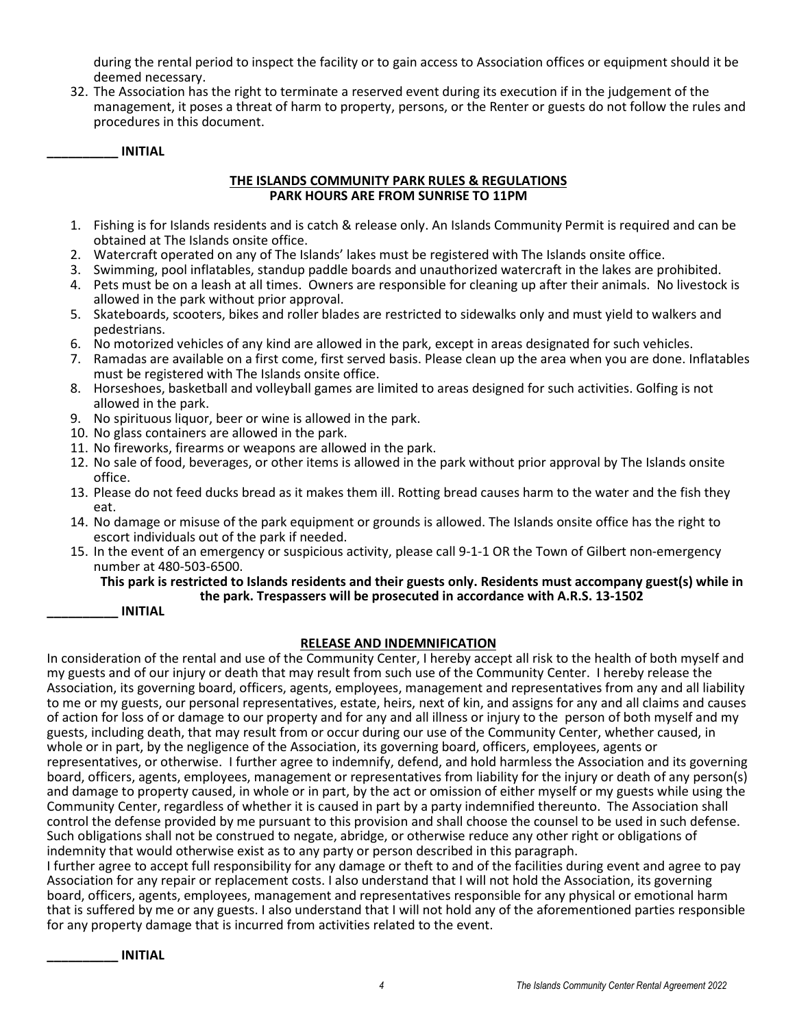during the rental period to inspect the facility or to gain access to Association offices or equipment should it be deemed necessary.

32. The Association has the right to terminate a reserved event during its execution if in the judgement of the management, it poses a threat of harm to property, persons, or the Renter or guests do not follow the rules and procedures in this document.

**__________ INITIAL**

## THE ISLANDS COMMUNITY PARK RULES & REGULATIONS
**PARK HOURS ARE FROM SUNRISE TO 11PM**

1. Fishing is for Islands residents and is catch & release only. An Islands Community Permit is required and can be obtained at The Islands onsite office.
2. Watercraft operated on any of The Islands' lakes must be registered with The Islands onsite office.
3. Swimming, pool inflatables, standup paddle boards and unauthorized watercraft in the lakes are prohibited.
4. Pets must be on a leash at all times. Owners are responsible for cleaning up after their animals. No livestock is allowed in the park without prior approval.
5. Skateboards, scooters, bikes and roller blades are restricted to sidewalks only and must yield to walkers and pedestrians.
6. No motorized vehicles of any kind are allowed in the park, except in areas designated for such vehicles.
7. Ramadas are available on a first come, first served basis. Please clean up the area when you are done. Inflatables must be registered with The Islands onsite office.
8. Horseshoes, basketball and volleyball games are limited to areas designed for such activities. Golfing is not allowed in the park.
9. No spirituous liquor, beer or wine is allowed in the park.
10. No glass containers are allowed in the park.
11. No fireworks, firearms or weapons are allowed in the park.
12. No sale of food, beverages, or other items is allowed in the park without prior approval by The Islands onsite office.
13. Please do not feed ducks bread as it makes them ill. Rotting bread causes harm to the water and the fish they eat.
14. No damage or misuse of the park equipment or grounds is allowed. The Islands onsite office has the right to escort individuals out of the park if needed.
15. In the event of an emergency or suspicious activity, please call 9-1-1 OR the Town of Gilbert non-emergency number at 480-503-6500.

**This park is restricted to Islands residents and their guests only. Residents must accompany guest(s) while in the park. Trespassers will be prosecuted in accordance with A.R.S. 13-1502**

**__________ INITIAL**

## RELEASE AND INDEMNIFICATION

In consideration of the rental and use of the Community Center, I hereby accept all risk to the health of both myself and my guests and of our injury or death that may result from such use of the Community Center. I hereby release the Association, its governing board, officers, agents, employees, management and representatives from any and all liability to me or my guests, our personal representatives, estate, heirs, next of kin, and assigns for any and all claims and causes of action for loss of or damage to our property and for any and all illness or injury to the person of both myself and my guests, including death, that may result from or occur during our use of the Community Center, whether caused, in whole or in part, by the negligence of the Association, its governing board, officers, employees, agents or representatives, or otherwise. I further agree to indemnify, defend, and hold harmless the Association and its governing board, officers, agents, employees, management or representatives from liability for the injury or death of any person(s) and damage to property caused, in whole or in part, by the act or omission of either myself or my guests while using the Community Center, regardless of whether it is caused in part by a party indemnified thereunto. The Association shall control the defense provided by me pursuant to this provision and shall choose the counsel to be used in such defense. Such obligations shall not be construed to negate, abridge, or otherwise reduce any other right or obligations of indemnity that would otherwise exist as to any party or person described in this paragraph.

I further agree to accept full responsibility for any damage or theft to and of the facilities during event and agree to pay Association for any repair or replacement costs. I also understand that I will not hold the Association, its governing board, officers, agents, employees, management and representatives responsible for any physical or emotional harm that is suffered by me or any guests. I also understand that I will not hold any of the aforementioned parties responsible for any property damage that is incurred from activities related to the event.

**__________ INITIAL**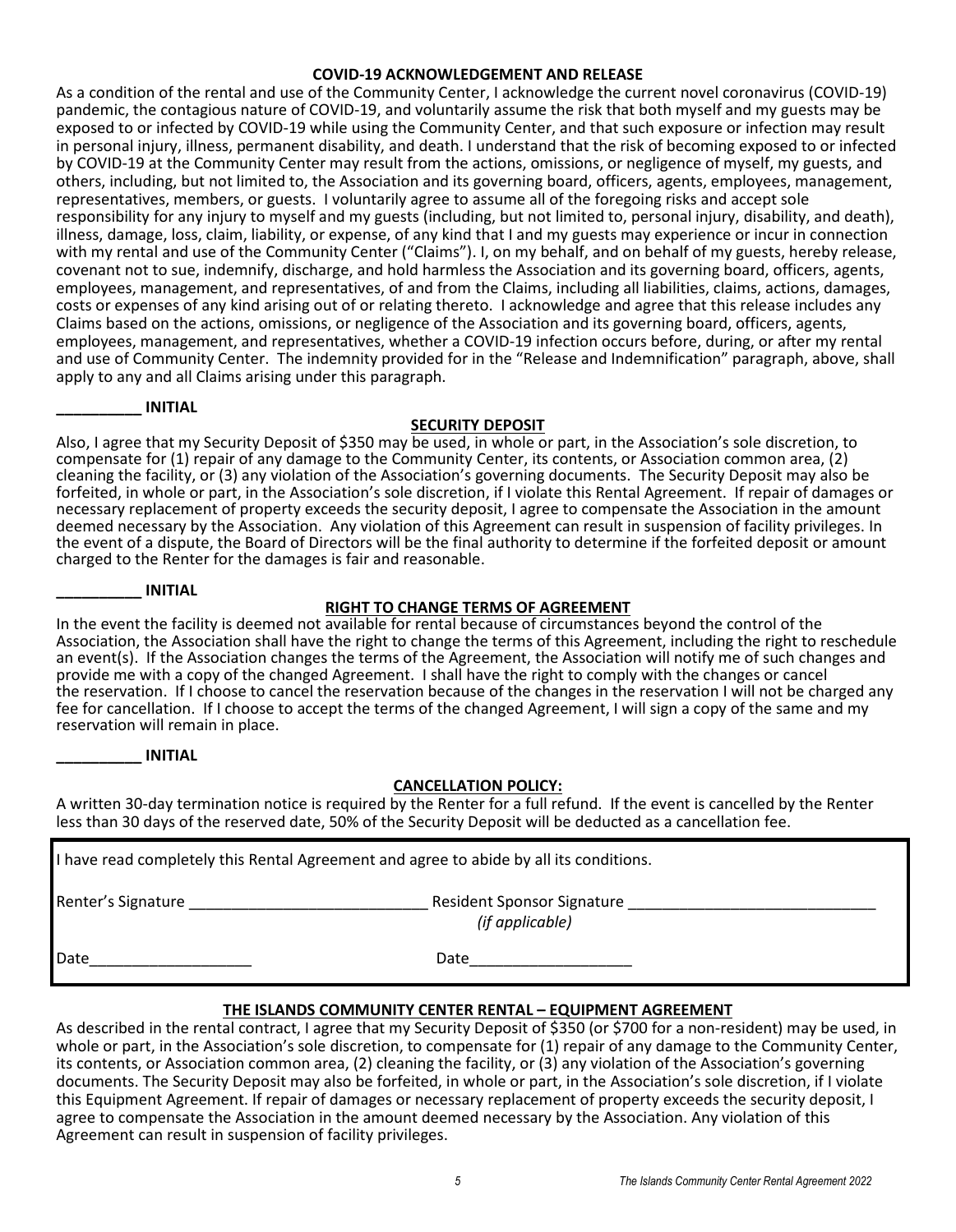**COVID-19 ACKNOWLEDGEMENT AND RELEASE**

As a condition of the rental and use of the Community Center, I acknowledge the current novel coronavirus (COVID-19) pandemic, the contagious nature of COVID-19, and voluntarily assume the risk that both myself and my guests may be exposed to or infected by COVID-19 while using the Community Center, and that such exposure or infection may result in personal injury, illness, permanent disability, and death. I understand that the risk of becoming exposed to or infected by COVID-19 at the Community Center may result from the actions, omissions, or negligence of myself, my guests, and others, including, but not limited to, the Association and its governing board, officers, agents, employees, management, representatives, members, or guests. I voluntarily agree to assume all of the foregoing risks and accept sole responsibility for any injury to myself and my guests (including, but not limited to, personal injury, disability, and death), illness, damage, loss, claim, liability, or expense, of any kind that I and my guests may experience or incur in connection with my rental and use of the Community Center ("Claims"). I, on my behalf, and on behalf of my guests, hereby release, covenant not to sue, indemnify, discharge, and hold harmless the Association and its governing board, officers, agents, employees, management, and representatives, of and from the Claims, including all liabilities, claims, actions, damages, costs or expenses of any kind arising out of or relating thereto. I acknowledge and agree that this release includes any Claims based on the actions, omissions, or negligence of the Association and its governing board, officers, agents, employees, management, and representatives, whether a COVID-19 infection occurs before, during, or after my rental and use of Community Center. The indemnity provided for in the "Release and Indemnification" paragraph, above, shall apply to any and all Claims arising under this paragraph.

**__________ INITIAL**

**SECURITY DEPOSIT**

Also, I agree that my Security Deposit of $350 may be used, in whole or part, in the Association's sole discretion, to compensate for (1) repair of any damage to the Community Center, its contents, or Association common area, (2) cleaning the facility, or (3) any violation of the Association's governing documents. The Security Deposit may also be forfeited, in whole or part, in the Association's sole discretion, if I violate this Rental Agreement. If repair of damages or necessary replacement of property exceeds the security deposit, I agree to compensate the Association in the amount deemed necessary by the Association. Any violation of this Agreement can result in suspension of facility privileges. In the event of a dispute, the Board of Directors will be the final authority to determine if the forfeited deposit or amount charged to the Renter for the damages is fair and reasonable.

**__________ INITIAL**

**RIGHT TO CHANGE TERMS OF AGREEMENT**

In the event the facility is deemed not available for rental because of circumstances beyond the control of the Association, the Association shall have the right to change the terms of this Agreement, including the right to reschedule an event(s). If the Association changes the terms of the Agreement, the Association will notify me of such changes and provide me with a copy of the changed Agreement. I shall have the right to comply with the changes or cancel the reservation. If I choose to cancel the reservation because of the changes in the reservation I will not be charged any fee for cancellation. If I choose to accept the terms of the changed Agreement, I will sign a copy of the same and my reservation will remain in place.

**__________ INITIAL**

**CANCELLATION POLICY:**

A written 30-day termination notice is required by the Renter for a full refund. If the event is cancelled by the Renter less than 30 days of the reserved date, 50% of the Security Deposit will be deducted as a cancellation fee.

I have read completely this Rental Agreement and agree to abide by all its conditions.

Renter's Signature ____________________________ Resident Sponsor Signature ____________________________
*(if applicable)*

Date____________________ Date____________________

**THE ISLANDS COMMUNITY CENTER RENTAL – EQUIPMENT AGREEMENT**

As described in the rental contract, I agree that my Security Deposit of $350 (or $700 for a non-resident) may be used, in whole or part, in the Association's sole discretion, to compensate for (1) repair of any damage to the Community Center, its contents, or Association common area, (2) cleaning the facility, or (3) any violation of the Association's governing documents. The Security Deposit may also be forfeited, in whole or part, in the Association's sole discretion, if I violate this Equipment Agreement. If repair of damages or necessary replacement of property exceeds the security deposit, I agree to compensate the Association in the amount deemed necessary by the Association. Any violation of this Agreement can result in suspension of facility privileges.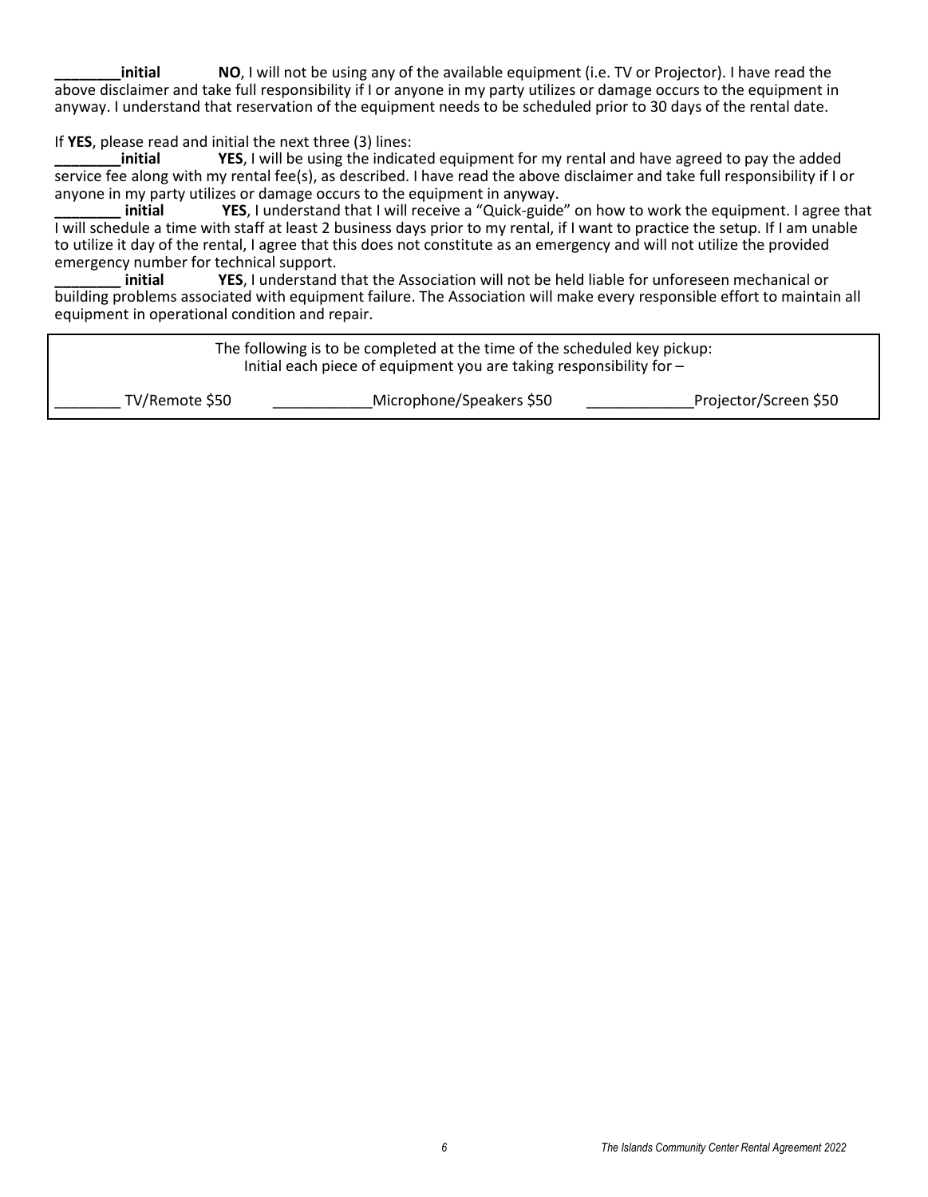**________initial** **NO**, I will not be using any of the available equipment (i.e. TV or Projector). I have read the above disclaimer and take full responsibility if I or anyone in my party utilizes or damage occurs to the equipment in anyway. I understand that reservation of the equipment needs to be scheduled prior to 30 days of the rental date.

If **YES**, please read and initial the next three (3) lines:

**________initial** **YES**, I will be using the indicated equipment for my rental and have agreed to pay the added service fee along with my rental fee(s), as described. I have read the above disclaimer and take full responsibility if I or anyone in my party utilizes or damage occurs to the equipment in anyway.

**________ initial** **YES**, I understand that I will receive a "Quick-guide" on how to work the equipment. I agree that I will schedule a time with staff at least 2 business days prior to my rental, if I want to practice the setup. If I am unable to utilize it day of the rental, I agree that this does not constitute as an emergency and will not utilize the provided emergency number for technical support.

**________ initial** **YES**, I understand that the Association will not be held liable for unforeseen mechanical or building problems associated with equipment failure. The Association will make every responsible effort to maintain all equipment in operational condition and repair.

The following is to be completed at the time of the scheduled key pickup:
Initial each piece of equipment you are taking responsibility for –

________ TV/Remote $50     ____________Microphone/Speakers $50     _____________Projector/Screen $50